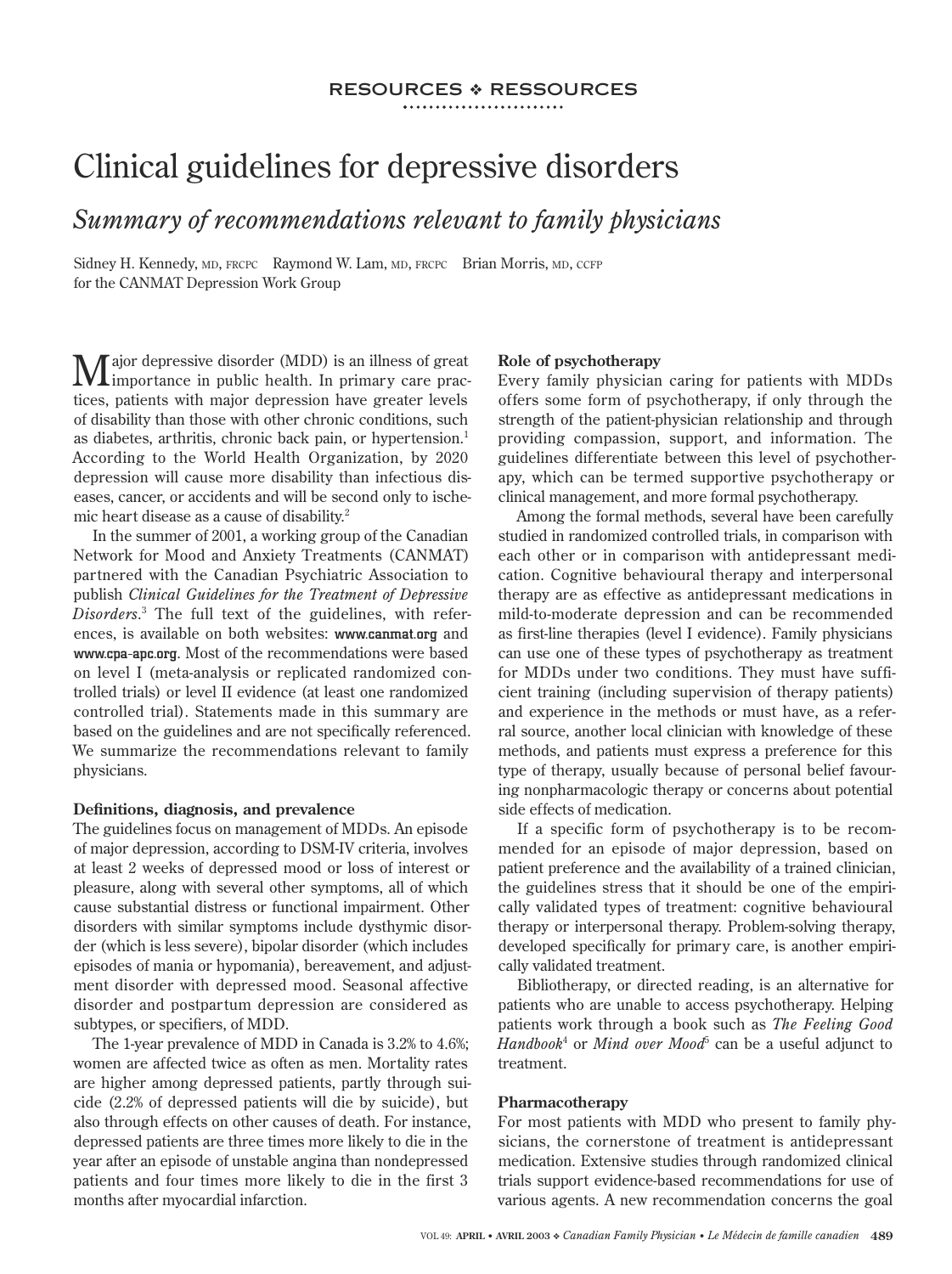RESOURCES ❖ RESSOURCES

# Clinical guidelines for depressive disorders

## *Summary of recommendations relevant to family physicians*

Sidney H. Kennedy, MD, FRCPC Raymond W. Lam, MD, FRCPC Brian Morris, MD, CCFP
for the CANMAT Depression Work Group

Major depressive disorder (MDD) is an illness of great importance in public health. In primary care practices, patients with major depression have greater levels of disability than those with other chronic conditions, such as diabetes, arthritis, chronic back pain, or hypertension.[1] According to the World Health Organization, by 2020 depression will cause more disability than infectious diseases, cancer, or accidents and will be second only to ischemic heart disease as a cause of disability.[2]

In the summer of 2001, a working group of the Canadian Network for Mood and Anxiety Treatments (CANMAT) partnered with the Canadian Psychiatric Association to publish *Clinical Guidelines for the Treatment of Depressive Disorders*.[3] The full text of the guidelines, with references, is available on both websites: **www.canmat.org** and **www.cpa-apc.org**. Most of the recommendations were based on level I (meta-analysis or replicated randomized controlled trials) or level II evidence (at least one randomized controlled trial). Statements made in this summary are based on the guidelines and are not specifically referenced. We summarize the recommendations relevant to family physicians.

### Definitions, diagnosis, and prevalence

The guidelines focus on management of MDDs. An episode of major depression, according to DSM-IV criteria, involves at least 2 weeks of depressed mood or loss of interest or pleasure, along with several other symptoms, all of which cause substantial distress or functional impairment. Other disorders with similar symptoms include dysthymic disorder (which is less severe), bipolar disorder (which includes episodes of mania or hypomania), bereavement, and adjustment disorder with depressed mood. Seasonal affective disorder and postpartum depression are considered as subtypes, or specifiers, of MDD.

The 1-year prevalence of MDD in Canada is 3.2% to 4.6%; women are affected twice as often as men. Mortality rates are higher among depressed patients, partly through suicide (2.2% of depressed patients will die by suicide), but also through effects on other causes of death. For instance, depressed patients are three times more likely to die in the year after an episode of unstable angina than nondepressed patients and four times more likely to die in the first 3 months after myocardial infarction.

### Role of psychotherapy

Every family physician caring for patients with MDDs offers some form of psychotherapy, if only through the strength of the patient-physician relationship and through providing compassion, support, and information. The guidelines differentiate between this level of psychotherapy, which can be termed supportive psychotherapy or clinical management, and more formal psychotherapy.

Among the formal methods, several have been carefully studied in randomized controlled trials, in comparison with each other or in comparison with antidepressant medication. Cognitive behavioural therapy and interpersonal therapy are as effective as antidepressant medications in mild-to-moderate depression and can be recommended as first-line therapies (level I evidence). Family physicians can use one of these types of psychotherapy as treatment for MDDs under two conditions. They must have sufficient training (including supervision of therapy patients) and experience in the methods or must have, as a referral source, another local clinician with knowledge of these methods, and patients must express a preference for this type of therapy, usually because of personal belief favouring nonpharmacologic therapy or concerns about potential side effects of medication.

If a specific form of psychotherapy is to be recommended for an episode of major depression, based on patient preference and the availability of a trained clinician, the guidelines stress that it should be one of the empirically validated types of treatment: cognitive behavioural therapy or interpersonal therapy. Problem-solving therapy, developed specifically for primary care, is another empirically validated treatment.

Bibliotherapy, or directed reading, is an alternative for patients who are unable to access psychotherapy. Helping patients work through a book such as *The Feeling Good Handbook*[4] or *Mind over Mood*[5] can be a useful adjunct to treatment.

### Pharmacotherapy

For most patients with MDD who present to family physicians, the cornerstone of treatment is antidepressant medication. Extensive studies through randomized clinical trials support evidence-based recommendations for use of various agents. A new recommendation concerns the goal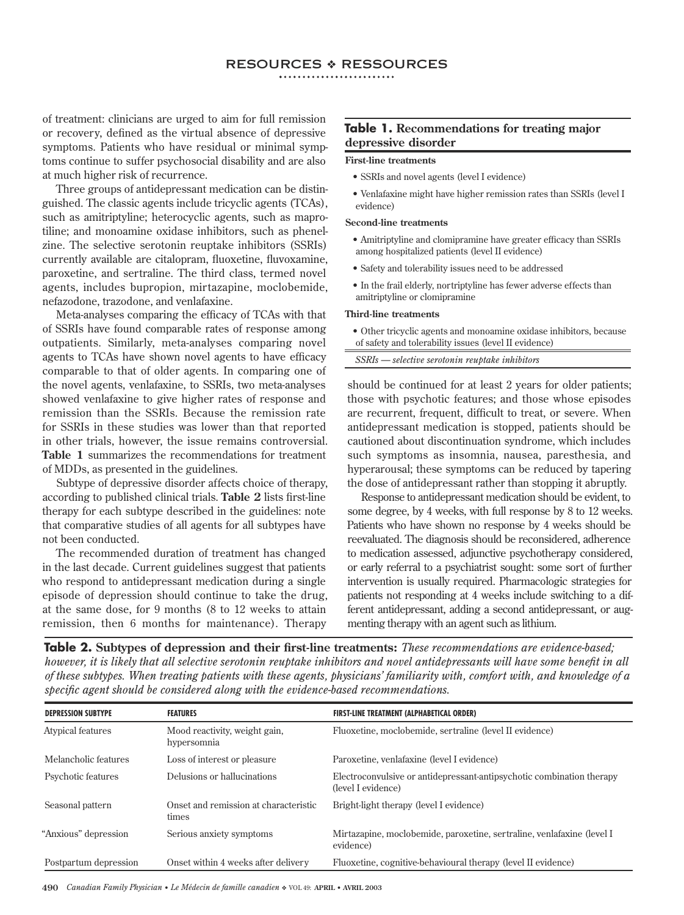of treatment: clinicians are urged to aim for full remission or recovery, defined as the virtual absence of depressive symptoms. Patients who have residual or minimal symptoms continue to suffer psychosocial disability and are also at much higher risk of recurrence.

Three groups of antidepressant medication can be distinguished. The classic agents include tricyclic agents (TCAs), such as amitriptyline; heterocyclic agents, such as maprotiline; and monoamine oxidase inhibitors, such as phenelzine. The selective serotonin reuptake inhibitors (SSRIs) currently available are citalopram, fluoxetine, fluvoxamine, paroxetine, and sertraline. The third class, termed novel agents, includes bupropion, mirtazapine, moclobemide, nefazodone, trazodone, and venlafaxine.

Meta-analyses comparing the efficacy of TCAs with that of SSRIs have found comparable rates of response among outpatients. Similarly, meta-analyses comparing novel agents to TCAs have shown novel agents to have efficacy comparable to that of older agents. In comparing one of the novel agents, venlafaxine, to SSRIs, two meta-analyses showed venlafaxine to give higher rates of response and remission than the SSRIs. Because the remission rate for SSRIs in these studies was lower than that reported in other trials, however, the issue remains controversial. **Table 1** summarizes the recommendations for treatment of MDDs, as presented in the guidelines.

Subtype of depressive disorder affects choice of therapy, according to published clinical trials. **Table 2** lists first-line therapy for each subtype described in the guidelines: note that comparative studies of all agents for all subtypes have not been conducted.

The recommended duration of treatment has changed in the last decade. Current guidelines suggest that patients who respond to antidepressant medication during a single episode of depression should continue to take the drug, at the same dose, for 9 months (8 to 12 weeks to attain remission, then 6 months for maintenance). Therapy should be continued for at least 2 years for older patients; those with psychotic features; and those whose episodes are recurrent, frequent, difficult to treat, or severe. When antidepressant medication is stopped, patients should be cautioned about discontinuation syndrome, which includes such symptoms as insomnia, nausea, paresthesia, and hyperarousal; these symptoms can be reduced by tapering the dose of antidepressant rather than stopping it abruptly.

Response to antidepressant medication should be evident, to some degree, by 4 weeks, with full response by 8 to 12 weeks. Patients who have shown no response by 4 weeks should be reevaluated. The diagnosis should be reconsidered, adherence to medication assessed, adjunctive psychotherapy considered, or early referral to a psychiatrist sought: some sort of further intervention is usually required. Pharmacologic strategies for patients not responding at 4 weeks include switching to a different antidepressant, adding a second antidepressant, or augmenting therapy with an agent such as lithium.

**Table 1. Recommendations for treating major depressive disorder**

**First-line treatments**

- SSRIs and novel agents (level I evidence)
- Venlafaxine might have higher remission rates than SSRIs (level I evidence)

**Second-line treatments**

- Amitriptyline and clomipramine have greater efficacy than SSRIs among hospitalized patients (level II evidence)
- Safety and tolerability issues need to be addressed
- In the frail elderly, nortriptyline has fewer adverse effects than amitriptyline or clomipramine

**Third-line treatments**

- Other tricyclic agents and monoamine oxidase inhibitors, because of safety and tolerability issues (level II evidence)

*SSRIs — selective serotonin reuptake inhibitors*

**Table 2. Subtypes of depression and their first-line treatments:** *These recommendations are evidence-based; however, it is likely that all selective serotonin reuptake inhibitors and novel antidepressants will have some benefit in all of these subtypes. When treating patients with these agents, physicians' familiarity with, comfort with, and knowledge of a specific agent should be considered along with the evidence-based recommendations.*

| DEPRESSION SUBTYPE | FEATURES | FIRST-LINE TREATMENT (ALPHABETICAL ORDER) |
|---|---|---|
| Atypical features | Mood reactivity, weight gain, hypersomnia | Fluoxetine, moclobemide, sertraline (level II evidence) |
| Melancholic features | Loss of interest or pleasure | Paroxetine, venlafaxine (level I evidence) |
| Psychotic features | Delusions or hallucinations | Electroconvulsive or antidepressant-antipsychotic combination therapy (level I evidence) |
| Seasonal pattern | Onset and remission at characteristic times | Bright-light therapy (level I evidence) |
| "Anxious" depression | Serious anxiety symptoms | Mirtazapine, moclobemide, paroxetine, sertraline, venlafaxine (level I evidence) |
| Postpartum depression | Onset within 4 weeks after delivery | Fluoxetine, cognitive-behavioural therapy (level II evidence) |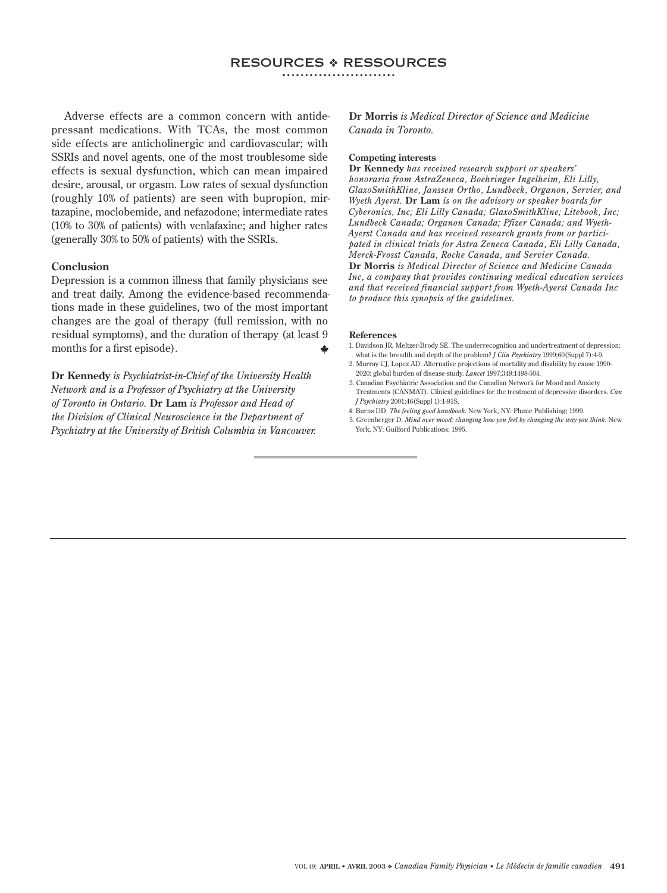Adverse effects are a common concern with antidepressant medications. With TCAs, the most common side effects are anticholinergic and cardiovascular; with SSRIs and novel agents, one of the most troublesome side effects is sexual dysfunction, which can mean impaired desire, arousal, or orgasm. Low rates of sexual dysfunction (roughly 10% of patients) are seen with bupropion, mirtazapine, moclobemide, and nefazodone; intermediate rates (10% to 30% of patients) with venlafaxine; and higher rates (generally 30% to 50% of patients) with the SSRIs.

## Conclusion

Depression is a common illness that family physicians see and treat daily. Among the evidence-based recommendations made in these guidelines, two of the most important changes are the goal of therapy (full remission, with no residual symptoms), and the duration of therapy (at least 9 months for a first episode).

**Dr Kennedy** *is Psychiatrist-in-Chief of the University Health Network and is a Professor of Psychiatry at the University of Toronto in Ontario.* **Dr Lam** *is Professor and Head of the Division of Clinical Neuroscience in the Department of Psychiatry at the University of British Columbia in Vancouver.* **Dr Morris** *is Medical Director of Science and Medicine Canada in Toronto.*

#### Competing interests

**Dr Kennedy** *has received research support or speakers' honoraria from AstraZeneca, Boehringer Ingelheim, Eli Lilly, GlaxoSmithKline, Janssen Ortho, Lundbeck, Organon, Servier, and Wyeth Ayerst.* **Dr Lam** *is on the advisory or speaker boards for Cyberonics, Inc; Eli Lilly Canada; GlaxoSmithKline; Litebook, Inc; Lundbeck Canada; Organon Canada; Pfizer Canada; and Wyeth-Ayerst Canada and has received research grants from or participated in clinical trials for Astra Zeneca Canada, Eli Lilly Canada, Merck-Frosst Canada, Roche Canada, and Servier Canada.* **Dr Morris** *is Medical Director of Science and Medicine Canada Inc, a company that provides continuing medical education services and that received financial support from Wyeth-Ayerst Canada Inc to produce this synopsis of the guidelines.*

#### References

1. Davidson JR, Meltzer-Brody SE. The underrecognition and undertreatment of depression: what is the breadth and depth of the problem? *J Clin Psychiatry* 1999;60(Suppl 7):4-9.
2. Murray CJ, Lopez AD. Alternative projections of mortality and disability by cause 1990-2020: global burden of disease study. *Lancet* 1997;349:1498-504.
3. Canadian Psychiatric Association and the Canadian Network for Mood and Anxiety Treatments (CANMAT). Clinical guidelines for the treatment of depressive disorders. *Can J Psychiatry* 2001;46(Suppl 1):1-91S.
4. Burns DD. *The feeling good handbook*. New York, NY: Plume Publishing; 1999.
5. Greenberger D. *Mind over mood: changing how you feel by changing the way you think*. New York, NY: Guilford Publications; 1995.